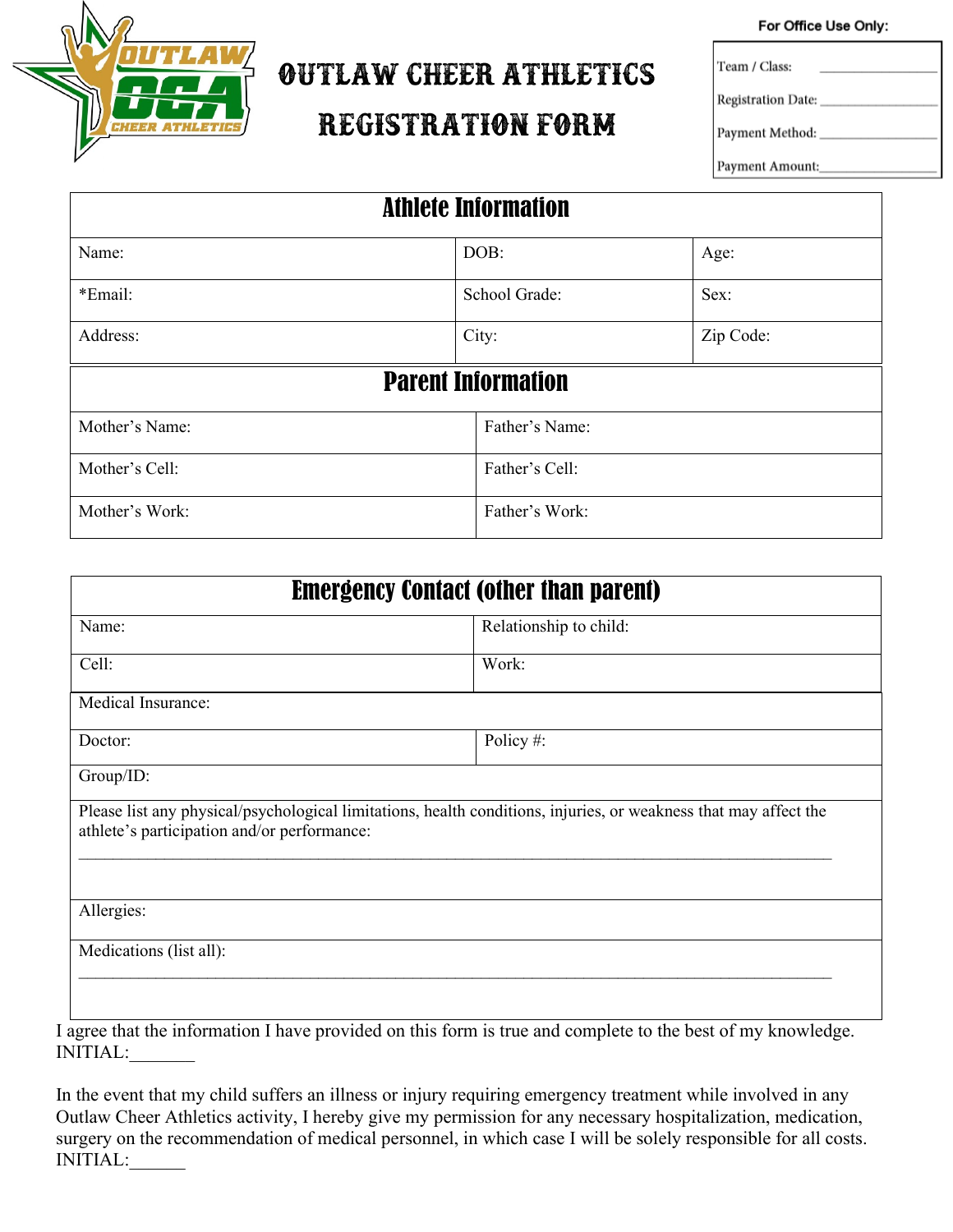# OUTLAW CHEER ATHLETICS REGISTRATION FORM

**For Office Use Only:**

Team / Class: ________________

Registration Date: ________________

Payment Method: ________________

Payment Amount: ________________

| Athlete Information | | |
|---|---|---|
| Name: | DOB: | Age: |
| *Email: | School Grade: | Sex: |
| Address: | City: | Zip Code: |

| Parent Information | |
|---|---|
| Mother's Name: | Father's Name: |
| Mother's Cell: | Father's Cell: |
| Mother's Work: | Father's Work: |

| Emergency Contact (other than parent) | |
|---|---|
| Name: | Relationship to child: |
| Cell: | Work: |
| Medical Insurance: | |
| Doctor: | Policy #: |
| Group/ID: | |
| Please list any physical/psychological limitations, health conditions, injuries, or weakness that may affect the athlete's participation and/or performance: ________________________________________________________________________________ | |
| Allergies: | |
| Medications (list all): ________________________________________________________________________________ | |

I agree that the information I have provided on this form is true and complete to the best of my knowledge.
INITIAL:_______

In the event that my child suffers an illness or injury requiring emergency treatment while involved in any Outlaw Cheer Athletics activity, I hereby give my permission for any necessary hospitalization, medication, surgery on the recommendation of medical personnel, in which case I will be solely responsible for all costs.
INITIAL:______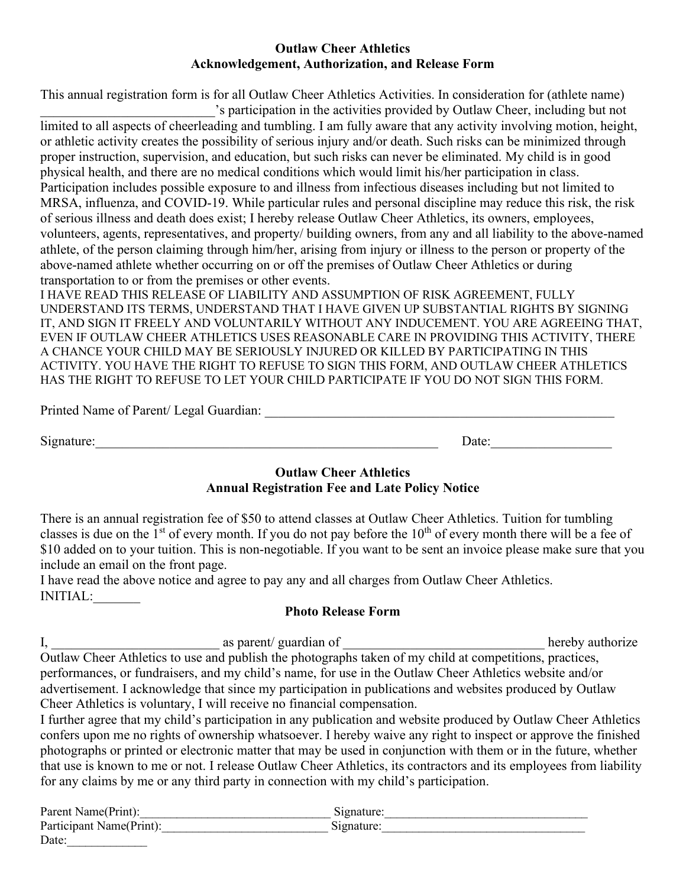**Outlaw Cheer Athletics**
**Acknowledgement, Authorization, and Release Form**

This annual registration form is for all Outlaw Cheer Athletics Activities. In consideration for (athlete name) _________________________'s participation in the activities provided by Outlaw Cheer, including but not limited to all aspects of cheerleading and tumbling. I am fully aware that any activity involving motion, height, or athletic activity creates the possibility of serious injury and/or death. Such risks can be minimized through proper instruction, supervision, and education, but such risks can never be eliminated. My child is in good physical health, and there are no medical conditions which would limit his/her participation in class. Participation includes possible exposure to and illness from infectious diseases including but not limited to MRSA, influenza, and COVID-19. While particular rules and personal discipline may reduce this risk, the risk of serious illness and death does exist; I hereby release Outlaw Cheer Athletics, its owners, employees, volunteers, agents, representatives, and property/ building owners, from any and all liability to the above-named athlete, of the person claiming through him/her, arising from injury or illness to the person or property of the above-named athlete whether occurring on or off the premises of Outlaw Cheer Athletics or during transportation to or from the premises or other events.

I HAVE READ THIS RELEASE OF LIABILITY AND ASSUMPTION OF RISK AGREEMENT, FULLY UNDERSTAND ITS TERMS, UNDERSTAND THAT I HAVE GIVEN UP SUBSTANTIAL RIGHTS BY SIGNING IT, AND SIGN IT FREELY AND VOLUNTARILY WITHOUT ANY INDUCEMENT. YOU ARE AGREEING THAT, EVEN IF OUTLAW CHEER ATHLETICS USES REASONABLE CARE IN PROVIDING THIS ACTIVITY, THERE A CHANCE YOUR CHILD MAY BE SERIOUSLY INJURED OR KILLED BY PARTICIPATING IN THIS ACTIVITY. YOU HAVE THE RIGHT TO REFUSE TO SIGN THIS FORM, AND OUTLAW CHEER ATHLETICS HAS THE RIGHT TO REFUSE TO LET YOUR CHILD PARTICIPATE IF YOU DO NOT SIGN THIS FORM.

Printed Name of Parent/ Legal Guardian: _______________________________________________________

Signature:_______________________________________________________ Date:__________________

**Outlaw Cheer Athletics**
**Annual Registration Fee and Late Policy Notice**

There is an annual registration fee of $50 to attend classes at Outlaw Cheer Athletics. Tuition for tumbling classes is due on the 1st of every month. If you do not pay before the 10th of every month there will be a fee of $10 added on to your tuition. This is non-negotiable. If you want to be sent an invoice please make sure that you include an email on the front page.

I have read the above notice and agree to pay any and all charges from Outlaw Cheer Athletics.

INITIAL:_______

**Photo Release Form**

I, _________________________ as parent/ guardian of ______________________________ hereby authorize Outlaw Cheer Athletics to use and publish the photographs taken of my child at competitions, practices, performances, or fundraisers, and my child's name, for use in the Outlaw Cheer Athletics website and/or advertisement. I acknowledge that since my participation in publications and websites produced by Outlaw Cheer Athletics is voluntary, I will receive no financial compensation.

I further agree that my child's participation in any publication and website produced by Outlaw Cheer Athletics confers upon me no rights of ownership whatsoever. I hereby waive any right to inspect or approve the finished photographs or printed or electronic matter that may be used in conjunction with them or in the future, whether that use is known to me or not. I release Outlaw Cheer Athletics, its contractors and its employees from liability for any claims by me or any third party in connection with my child's participation.

Parent Name(Print):______________________________ Signature:________________________________

Participant Name(Print):___________________________ Signature:_________________________________

Date:_____________